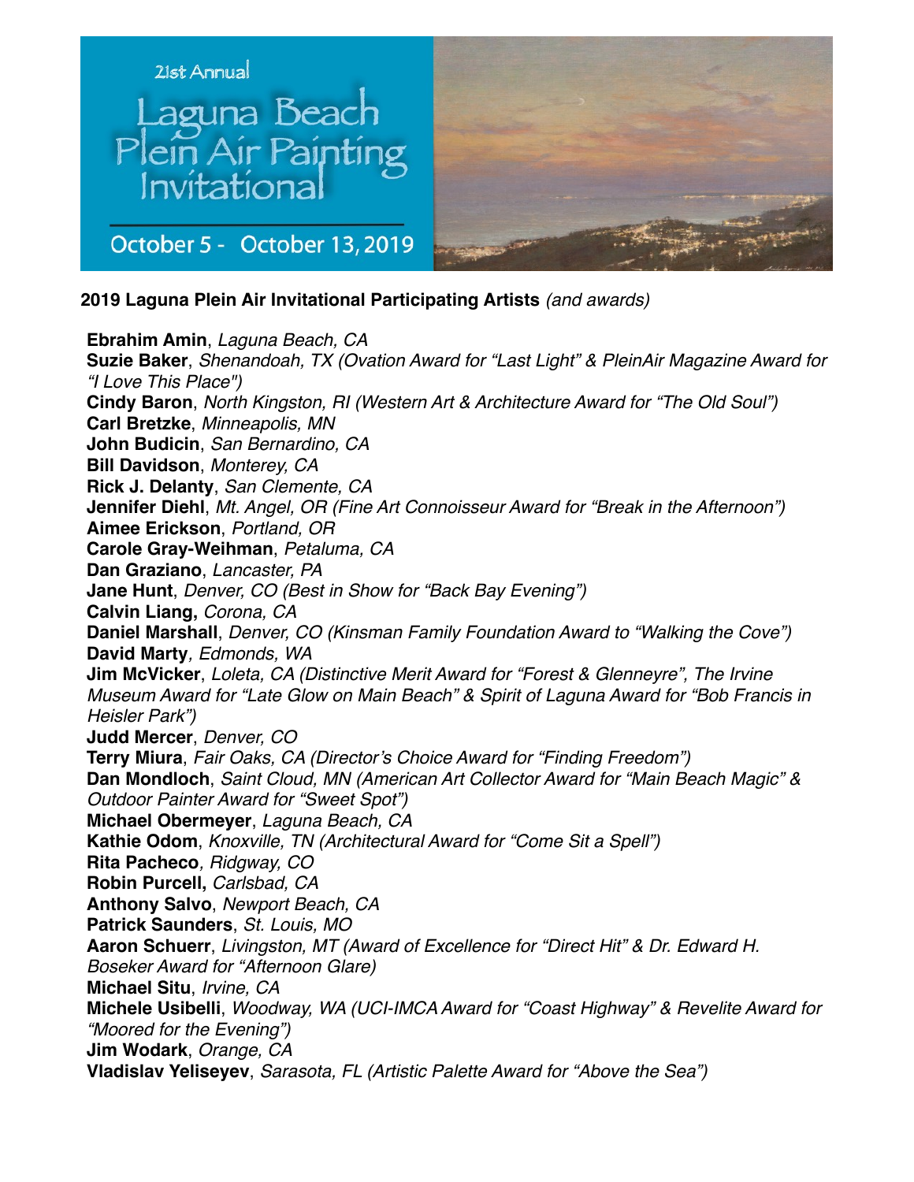21st Annual

# Laguna Beach Plein Air Painting Invitational

October 5 - October 13, 2019

**2019 Laguna Plein Air Invitational Participating Artists** *(and awards)*

**Ebrahim Amin**, *Laguna Beach, CA*
**Suzie Baker**, *Shenandoah, TX (Ovation Award for "Last Light" & PleinAir Magazine Award for "I Love This Place")*
**Cindy Baron**, *North Kingston, RI (Western Art & Architecture Award for "The Old Soul")*
**Carl Bretzke**, *Minneapolis, MN*
**John Budicin**, *San Bernardino, CA*
**Bill Davidson**, *Monterey, CA*
**Rick J. Delanty**, *San Clemente, CA*
**Jennifer Diehl**, *Mt. Angel, OR (Fine Art Connoisseur Award for "Break in the Afternoon")*
**Aimee Erickson**, *Portland, OR*
**Carole Gray-Weihman**, *Petaluma, CA*
**Dan Graziano**, *Lancaster, PA*
**Jane Hunt**, *Denver, CO (Best in Show for "Back Bay Evening")*
**Calvin Liang,** *Corona, CA*
**Daniel Marshall**, *Denver, CO (Kinsman Family Foundation Award to "Walking the Cove")*
**David Marty**, *Edmonds, WA*
**Jim McVicker**, *Loleta, CA (Distinctive Merit Award for "Forest & Glenneyre", The Irvine Museum Award for "Late Glow on Main Beach" & Spirit of Laguna Award for "Bob Francis in Heisler Park")*
**Judd Mercer**, *Denver, CO*
**Terry Miura**, *Fair Oaks, CA (Director's Choice Award for "Finding Freedom")*
**Dan Mondloch**, *Saint Cloud, MN (American Art Collector Award for "Main Beach Magic" & Outdoor Painter Award for "Sweet Spot")*
**Michael Obermeyer**, *Laguna Beach, CA*
**Kathie Odom**, *Knoxville, TN (Architectural Award for "Come Sit a Spell")*
**Rita Pacheco**, *Ridgway, CO*
**Robin Purcell,** *Carlsbad, CA*
**Anthony Salvo**, *Newport Beach, CA*
**Patrick Saunders**, *St. Louis, MO*
**Aaron Schuerr**, *Livingston, MT (Award of Excellence for "Direct Hit" & Dr. Edward H. Boseker Award for "Afternoon Glare)*
**Michael Situ**, *Irvine, CA*
**Michele Usibelli**, *Woodway, WA (UCI-IMCA Award for "Coast Highway" & Revelite Award for "Moored for the Evening")*
**Jim Wodark**, *Orange, CA*
**Vladislav Yeliseyev**, *Sarasota, FL (Artistic Palette Award for "Above the Sea")*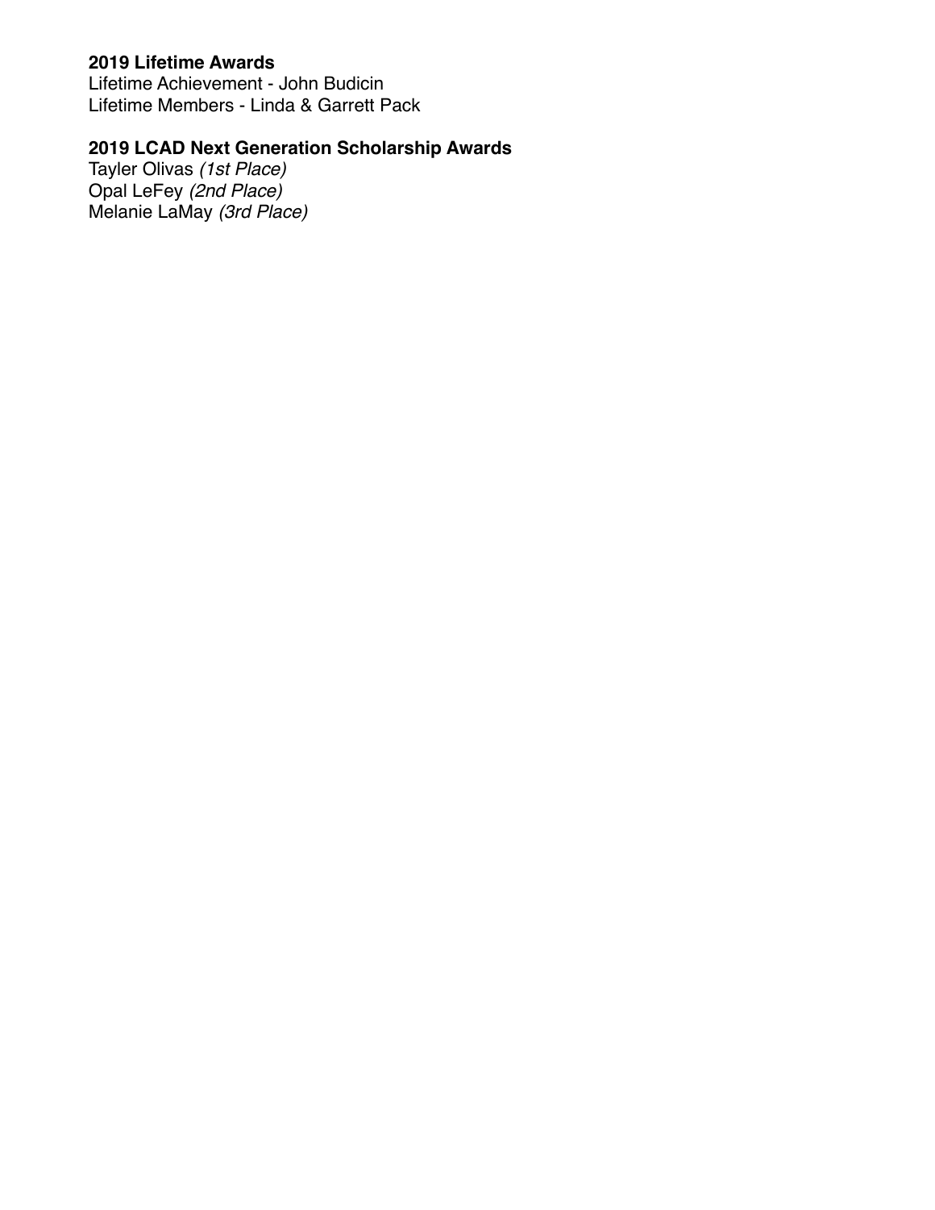**2019 Lifetime Awards**

Lifetime Achievement - John Budicin
Lifetime Members - Linda & Garrett Pack

**2019 LCAD Next Generation Scholarship Awards**

Tayler Olivas *(1st Place)*
Opal LeFey *(2nd Place)*
Melanie LaMay *(3rd Place)*